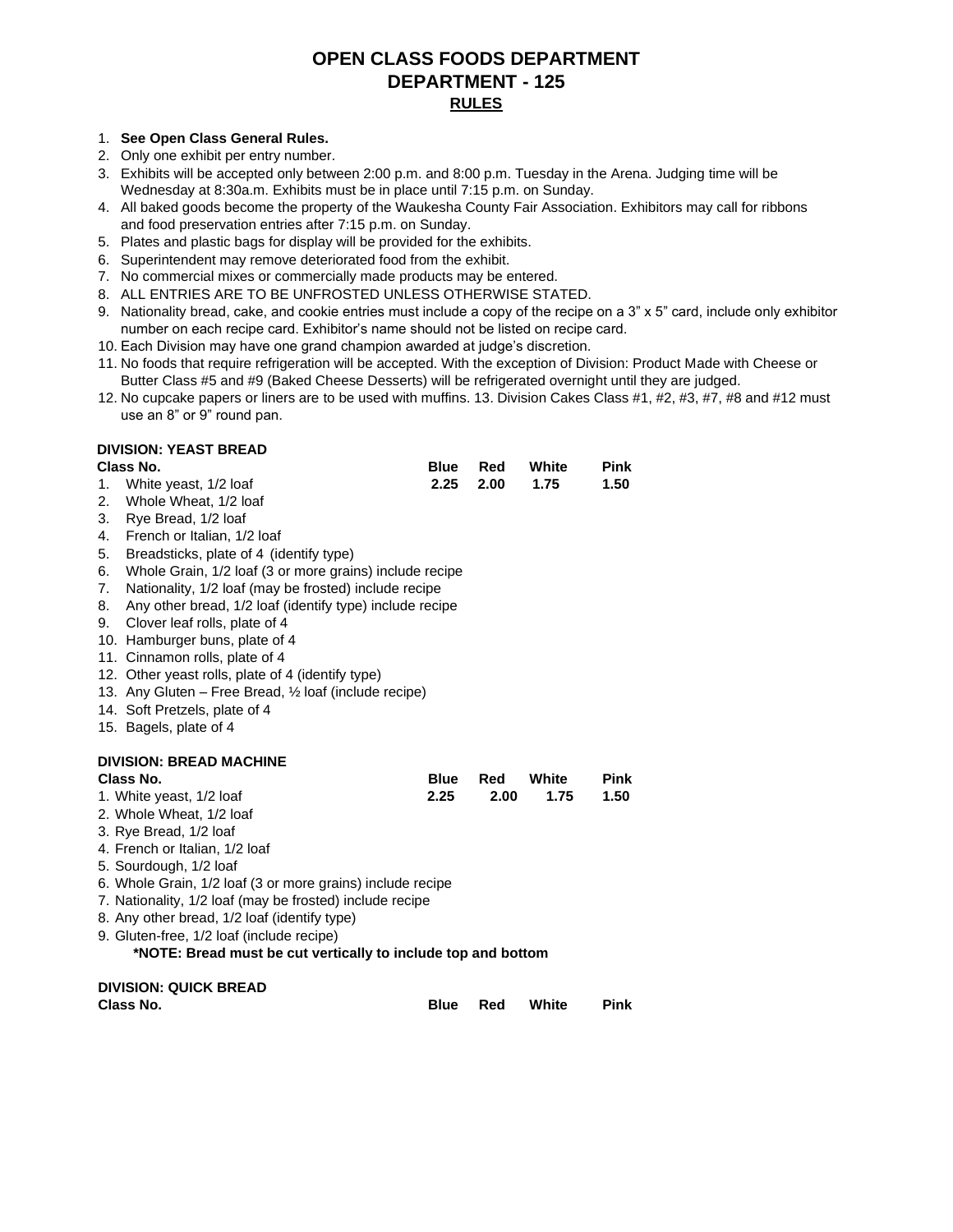# OPEN CLASS FOODS DEPARTMENT
# DEPARTMENT - 125
## RULES

1. **See Open Class General Rules.**
2. Only one exhibit per entry number.
3. Exhibits will be accepted only between 2:00 p.m. and 8:00 p.m. Tuesday in the Arena. Judging time will be Wednesday at 8:30a.m. Exhibits must be in place until 7:15 p.m. on Sunday.
4. All baked goods become the property of the Waukesha County Fair Association. Exhibitors may call for ribbons and food preservation entries after 7:15 p.m. on Sunday.
5. Plates and plastic bags for display will be provided for the exhibits.
6. Superintendent may remove deteriorated food from the exhibit.
7. No commercial mixes or commercially made products may be entered.
8. ALL ENTRIES ARE TO BE UNFROSTED UNLESS OTHERWISE STATED.
9. Nationality bread, cake, and cookie entries must include a copy of the recipe on a 3" x 5" card, include only exhibitor number on each recipe card. Exhibitor's name should not be listed on recipe card.
10. Each Division may have one grand champion awarded at judge's discretion.
11. No foods that require refrigeration will be accepted. With the exception of Division: Product Made with Cheese or Butter Class #5 and #9 (Baked Cheese Desserts) will be refrigerated overnight until they are judged.
12. No cupcake papers or liners are to be used with muffins. 13. Division Cakes Class #1, #2, #3, #7, #8 and #12 must use an 8" or 9" round pan.

### DIVISION: YEAST BREAD

| Class No. | Blue | Red | White | Pink |
|---|---|---|---|---|
| 1. White yeast, 1/2 loaf | 2.25 | 2.00 | 1.75 | 1.50 |
| 2. Whole Wheat, 1/2 loaf | | | | |
| 3. Rye Bread, 1/2 loaf | | | | |
| 4. French or Italian, 1/2 loaf | | | | |
| 5. Breadsticks, plate of 4 (identify type) | | | | |
| 6. Whole Grain, 1/2 loaf (3 or more grains) include recipe | | | | |
| 7. Nationality, 1/2 loaf (may be frosted) include recipe | | | | |
| 8. Any other bread, 1/2 loaf (identify type) include recipe | | | | |
| 9. Clover leaf rolls, plate of 4 | | | | |
| 10. Hamburger buns, plate of 4 | | | | |
| 11. Cinnamon rolls, plate of 4 | | | | |
| 12. Other yeast rolls, plate of 4 (identify type) | | | | |
| 13. Any Gluten – Free Bread, ½ loaf (include recipe) | | | | |
| 14. Soft Pretzels, plate of 4 | | | | |
| 15. Bagels, plate of 4 | | | | |

### DIVISION: BREAD MACHINE

| Class No. | Blue | Red | White | Pink |
|---|---|---|---|---|
| 1. White yeast, 1/2 loaf | 2.25 | 2.00 | 1.75 | 1.50 |
| 2. Whole Wheat, 1/2 loaf | | | | |
| 3. Rye Bread, 1/2 loaf | | | | |
| 4. French or Italian, 1/2 loaf | | | | |
| 5. Sourdough, 1/2 loaf | | | | |
| 6. Whole Grain, 1/2 loaf (3 or more grains) include recipe | | | | |
| 7. Nationality, 1/2 loaf (may be frosted) include recipe | | | | |
| 8. Any other bread, 1/2 loaf (identify type) | | | | |
| 9. Gluten-free, 1/2 loaf (include recipe) | | | | |

**\*NOTE: Bread must be cut vertically to include top and bottom**

### DIVISION: QUICK BREAD

| Class No. | Blue | Red | White | Pink |
|---|---|---|---|---|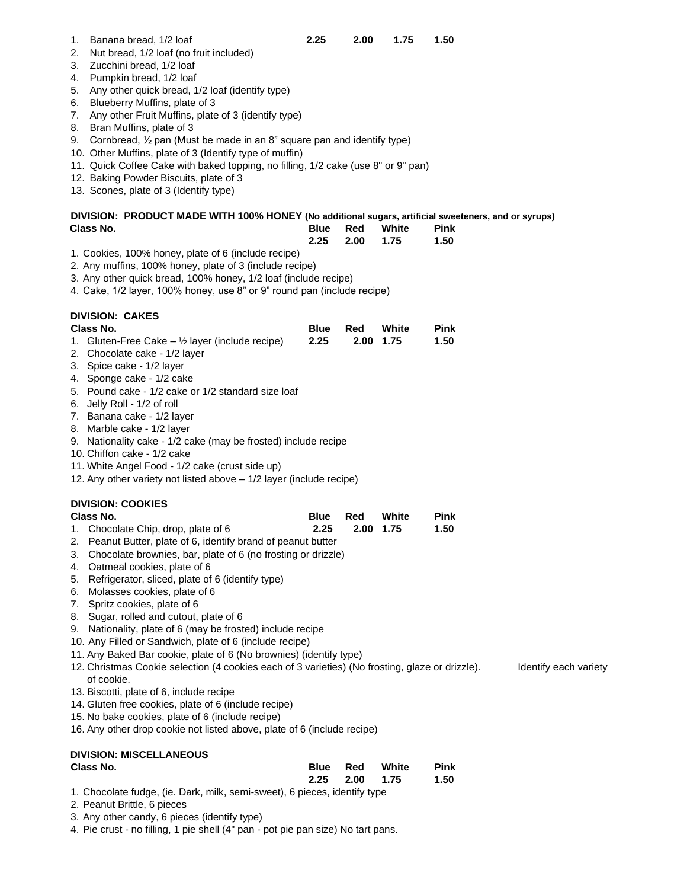| | | | | |
|---|---|---|---|---|
| 1. Banana bread, 1/2 loaf | **2.25** | **2.00** | **1.75** | **1.50** |

2. Nut bread, 1/2 loaf (no fruit included)
3. Zucchini bread, 1/2 loaf
4. Pumpkin bread, 1/2 loaf
5. Any other quick bread, 1/2 loaf (identify type)
6. Blueberry Muffins, plate of 3
7. Any other Fruit Muffins, plate of 3 (identify type)
8. Bran Muffins, plate of 3
9. Cornbread, ½ pan (Must be made in an 8" square pan and identify type)
10. Other Muffins, plate of 3 (Identify type of muffin)
11. Quick Coffee Cake with baked topping, no filling, 1/2 cake (use 8" or 9" pan)
12. Baking Powder Biscuits, plate of 3
13. Scones, plate of 3 (Identify type)

**DIVISION: PRODUCT MADE WITH 100% HONEY (No additional sugars, artificial sweeteners, and or syrups)**

| Class No. | Blue | Red | White | Pink |
|---|---|---|---|---|
| | 2.25 | 2.00 | 1.75 | 1.50 |

1. Cookies, 100% honey, plate of 6 (include recipe)
2. Any muffins, 100% honey, plate of 3 (include recipe)
3. Any other quick bread, 100% honey, 1/2 loaf (include recipe)
4. Cake, 1/2 layer, 100% honey, use 8" or 9" round pan (include recipe)

**DIVISION: CAKES**

| Class No. | Blue | Red | White | Pink |
|---|---|---|---|---|
| 1. Gluten-Free Cake – ½ layer (include recipe) | 2.25 | 2.00 | 1.75 | 1.50 |

2. Chocolate cake - 1/2 layer
3. Spice cake - 1/2 layer
4. Sponge cake - 1/2 cake
5. Pound cake - 1/2 cake or 1/2 standard size loaf
6. Jelly Roll - 1/2 of roll
7. Banana cake - 1/2 layer
8. Marble cake - 1/2 layer
9. Nationality cake - 1/2 cake (may be frosted) include recipe
10. Chiffon cake - 1/2 cake
11. White Angel Food - 1/2 cake (crust side up)
12. Any other variety not listed above – 1/2 layer (include recipe)

**DIVISION: COOKIES**

| Class No. | Blue | Red | White | Pink |
|---|---|---|---|---|
| 1. Chocolate Chip, drop, plate of 6 | 2.25 | 2.00 | 1.75 | 1.50 |

2. Peanut Butter, plate of 6, identify brand of peanut butter
3. Chocolate brownies, bar, plate of 6 (no frosting or drizzle)
4. Oatmeal cookies, plate of 6
5. Refrigerator, sliced, plate of 6 (identify type)
6. Molasses cookies, plate of 6
7. Spritz cookies, plate of 6
8. Sugar, rolled and cutout, plate of 6
9. Nationality, plate of 6 (may be frosted) include recipe
10. Any Filled or Sandwich, plate of 6 (include recipe)
11. Any Baked Bar cookie, plate of 6 (No brownies) (identify type)
12. Christmas Cookie selection (4 cookies each of 3 varieties) (No frosting, glaze or drizzle). Identify each variety of cookie.
13. Biscotti, plate of 6, include recipe
14. Gluten free cookies, plate of 6 (include recipe)
15. No bake cookies, plate of 6 (include recipe)
16. Any other drop cookie not listed above, plate of 6 (include recipe)

**DIVISION: MISCELLANEOUS**

| Class No. | Blue | Red | White | Pink |
|---|---|---|---|---|
| | 2.25 | 2.00 | 1.75 | 1.50 |

1. Chocolate fudge, (ie. Dark, milk, semi-sweet), 6 pieces, identify type
2. Peanut Brittle, 6 pieces
3. Any other candy, 6 pieces (identify type)
4. Pie crust - no filling, 1 pie shell (4" pan - pot pie pan size) No tart pans.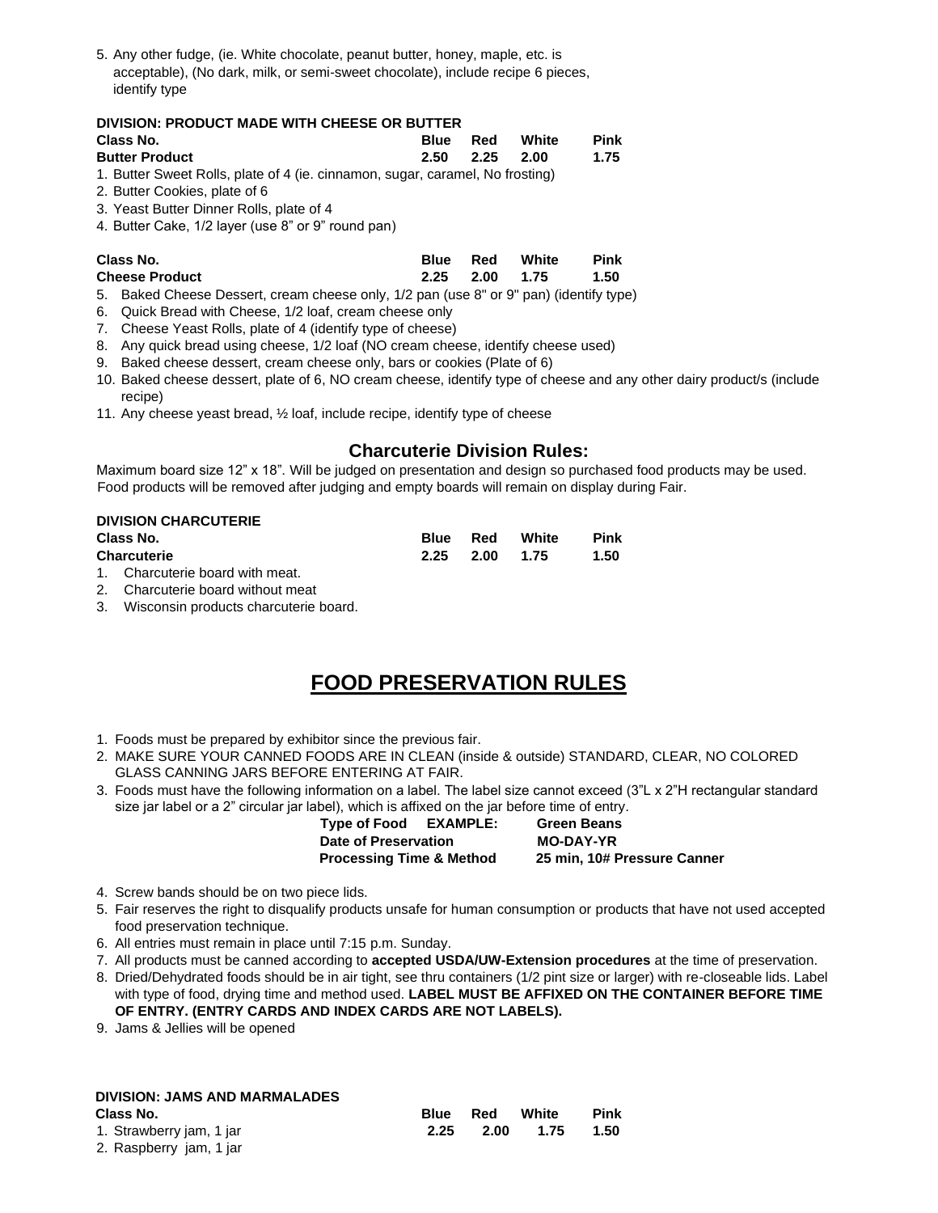5. Any other fudge, (ie. White chocolate, peanut butter, honey, maple, etc. is acceptable), (No dark, milk, or semi-sweet chocolate), include recipe 6 pieces, identify type

**DIVISION: PRODUCT MADE WITH CHEESE OR BUTTER**

| Class No. | Blue | Red | White | Pink |
|---|---|---|---|---|
| **Butter Product** | 2.50 | 2.25 | 2.00 | 1.75 |

1. Butter Sweet Rolls, plate of 4 (ie. cinnamon, sugar, caramel, No frosting)
2. Butter Cookies, plate of 6
3. Yeast Butter Dinner Rolls, plate of 4
4. Butter Cake, 1/2 layer (use 8" or 9" round pan)

| Class No. | Blue | Red | White | Pink |
|---|---|---|---|---|
| **Cheese Product** | 2.25 | 2.00 | 1.75 | 1.50 |

5. Baked Cheese Dessert, cream cheese only, 1/2 pan (use 8" or 9" pan) (identify type)
6. Quick Bread with Cheese, 1/2 loaf, cream cheese only
7. Cheese Yeast Rolls, plate of 4 (identify type of cheese)
8. Any quick bread using cheese, 1/2 loaf (NO cream cheese, identify cheese used)
9. Baked cheese dessert, cream cheese only, bars or cookies (Plate of 6)
10. Baked cheese dessert, plate of 6, NO cream cheese, identify type of cheese and any other dairy product/s (include recipe)
11. Any cheese yeast bread, ½ loaf, include recipe, identify type of cheese

## Charcuterie Division Rules:

Maximum board size 12" x 18". Will be judged on presentation and design so purchased food products may be used. Food products will be removed after judging and empty boards will remain on display during Fair.

**DIVISION CHARCUTERIE**

| Class No. | Blue | Red | White | Pink |
|---|---|---|---|---|
| **Charcuterie** | 2.25 | 2.00 | 1.75 | 1.50 |

1. Charcuterie board with meat.
2. Charcuterie board without meat
3. Wisconsin products charcuterie board.

# FOOD PRESERVATION RULES

1. Foods must be prepared by exhibitor since the previous fair.
2. MAKE SURE YOUR CANNED FOODS ARE IN CLEAN (inside & outside) STANDARD, CLEAR, NO COLORED GLASS CANNING JARS BEFORE ENTERING AT FAIR.
3. Foods must have the following information on a label. The label size cannot exceed (3"L x 2"H rectangular standard size jar label or a 2" circular jar label), which is affixed on the jar before time of entry.

| | |
|---|---|
| **Type of Food EXAMPLE:** | **Green Beans** |
| **Date of Preservation** | **MO-DAY-YR** |
| **Processing Time & Method** | **25 min, 10# Pressure Canner** |

4. Screw bands should be on two piece lids.
5. Fair reserves the right to disqualify products unsafe for human consumption or products that have not used accepted food preservation technique.
6. All entries must remain in place until 7:15 p.m. Sunday.
7. All products must be canned according to **accepted USDA/UW-Extension procedures** at the time of preservation.
8. Dried/Dehydrated foods should be in air tight, see thru containers (1/2 pint size or larger) with re-closeable lids. Label with type of food, drying time and method used. **LABEL MUST BE AFFIXED ON THE CONTAINER BEFORE TIME OF ENTRY. (ENTRY CARDS AND INDEX CARDS ARE NOT LABELS).**
9. Jams & Jellies will be opened

**DIVISION: JAMS AND MARMALADES**

| Class No. | Blue | Red | White | Pink |
|---|---|---|---|---|
| 1. Strawberry jam, 1 jar | 2.25 | 2.00 | 1.75 | 1.50 |
| 2. Raspberry jam, 1 jar | | | | |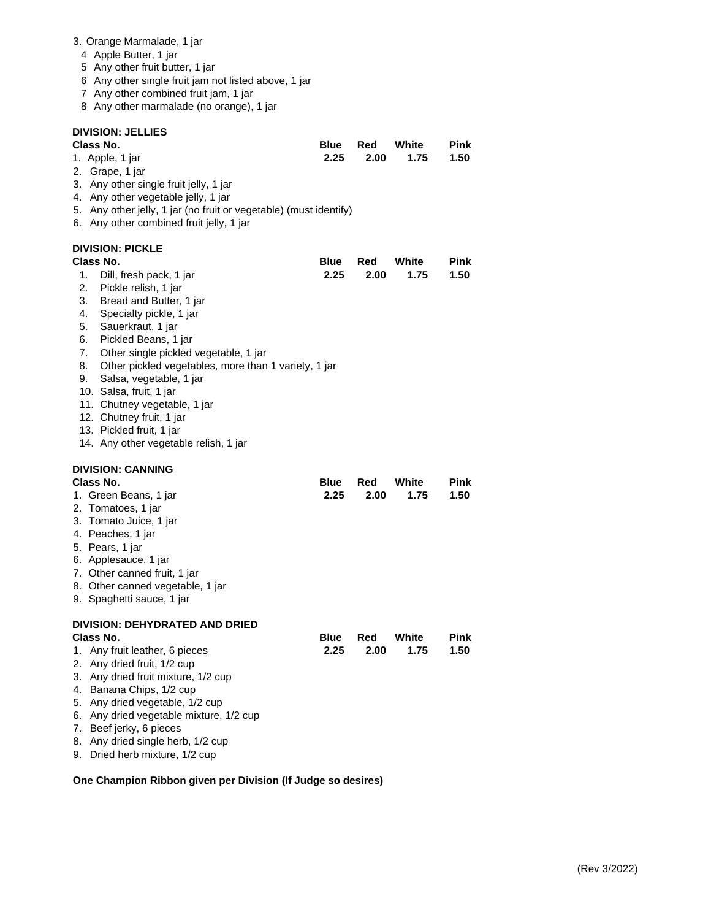3. Orange Marmalade, 1 jar
4. Apple Butter, 1 jar
5. Any other fruit butter, 1 jar
6. Any other single fruit jam not listed above, 1 jar
7. Any other combined fruit jam, 1 jar
8. Any other marmalade (no orange), 1 jar

**DIVISION: JELLIES**

| Class No. | Blue | Red | White | Pink |
|---|---|---|---|---|
| 1. Apple, 1 jar | 2.25 | 2.00 | 1.75 | 1.50 |
| 2. Grape, 1 jar | | | | |
| 3. Any other single fruit jelly, 1 jar | | | | |
| 4. Any other vegetable jelly, 1 jar | | | | |
| 5. Any other jelly, 1 jar (no fruit or vegetable) (must identify) | | | | |
| 6. Any other combined fruit jelly, 1 jar | | | | |

**DIVISION: PICKLE**

| Class No. | Blue | Red | White | Pink |
|---|---|---|---|---|
| 1. Dill, fresh pack, 1 jar | 2.25 | 2.00 | 1.75 | 1.50 |
| 2. Pickle relish, 1 jar | | | | |
| 3. Bread and Butter, 1 jar | | | | |
| 4. Specialty pickle, 1 jar | | | | |
| 5. Sauerkraut, 1 jar | | | | |
| 6. Pickled Beans, 1 jar | | | | |
| 7. Other single pickled vegetable, 1 jar | | | | |
| 8. Other pickled vegetables, more than 1 variety, 1 jar | | | | |
| 9. Salsa, vegetable, 1 jar | | | | |
| 10. Salsa, fruit, 1 jar | | | | |
| 11. Chutney vegetable, 1 jar | | | | |
| 12. Chutney fruit, 1 jar | | | | |
| 13. Pickled fruit, 1 jar | | | | |
| 14. Any other vegetable relish, 1 jar | | | | |

**DIVISION: CANNING**

| Class No. | Blue | Red | White | Pink |
|---|---|---|---|---|
| 1. Green Beans, 1 jar | 2.25 | 2.00 | 1.75 | 1.50 |
| 2. Tomatoes, 1 jar | | | | |
| 3. Tomato Juice, 1 jar | | | | |
| 4. Peaches, 1 jar | | | | |
| 5. Pears, 1 jar | | | | |
| 6. Applesauce, 1 jar | | | | |
| 7. Other canned fruit, 1 jar | | | | |
| 8. Other canned vegetable, 1 jar | | | | |
| 9. Spaghetti sauce, 1 jar | | | | |

**DIVISION: DEHYDRATED AND DRIED**

| Class No. | Blue | Red | White | Pink |
|---|---|---|---|---|
| 1. Any fruit leather, 6 pieces | 2.25 | 2.00 | 1.75 | 1.50 |
| 2. Any dried fruit, 1/2 cup | | | | |
| 3. Any dried fruit mixture, 1/2 cup | | | | |
| 4. Banana Chips, 1/2 cup | | | | |
| 5. Any dried vegetable, 1/2 cup | | | | |
| 6. Any dried vegetable mixture, 1/2 cup | | | | |
| 7. Beef jerky, 6 pieces | | | | |
| 8. Any dried single herb, 1/2 cup | | | | |
| 9. Dried herb mixture, 1/2 cup | | | | |

**One Champion Ribbon given per Division (If Judge so desires)**

(Rev 3/2022)